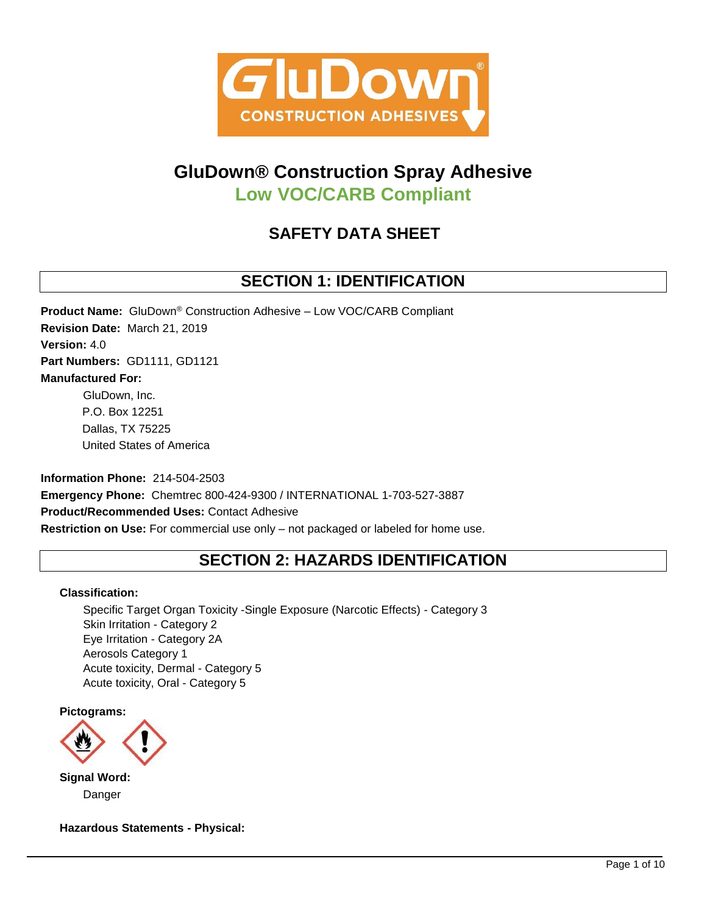# GluDown® Construction Spray Adhesive

## Low VOC/CARB Compliant

## SAFETY DATA SHEET

## SECTION 1: IDENTIFICATION

**Product Name:** GluDown® Construction Adhesive – Low VOC/CARB Compliant
**Revision Date:** March 21, 2019
**Version:** 4.0
**Part Numbers:** GD1111, GD1121
**Manufactured For:**

GluDown, Inc.
P.O. Box 12251
Dallas, TX 75225
United States of America

**Information Phone:** 214-504-2503
**Emergency Phone:** Chemtrec 800-424-9300 / INTERNATIONAL 1-703-527-3887
**Product/Recommended Uses:** Contact Adhesive
**Restriction on Use:** For commercial use only – not packaged or labeled for home use.

## SECTION 2: HAZARDS IDENTIFICATION

**Classification:**

Specific Target Organ Toxicity -Single Exposure (Narcotic Effects) - Category 3
Skin Irritation - Category 2
Eye Irritation - Category 2A
Aerosols Category 1
Acute toxicity, Dermal - Category 5
Acute toxicity, Oral - Category 5

**Pictograms:**

**Signal Word:**

Danger

**Hazardous Statements - Physical:**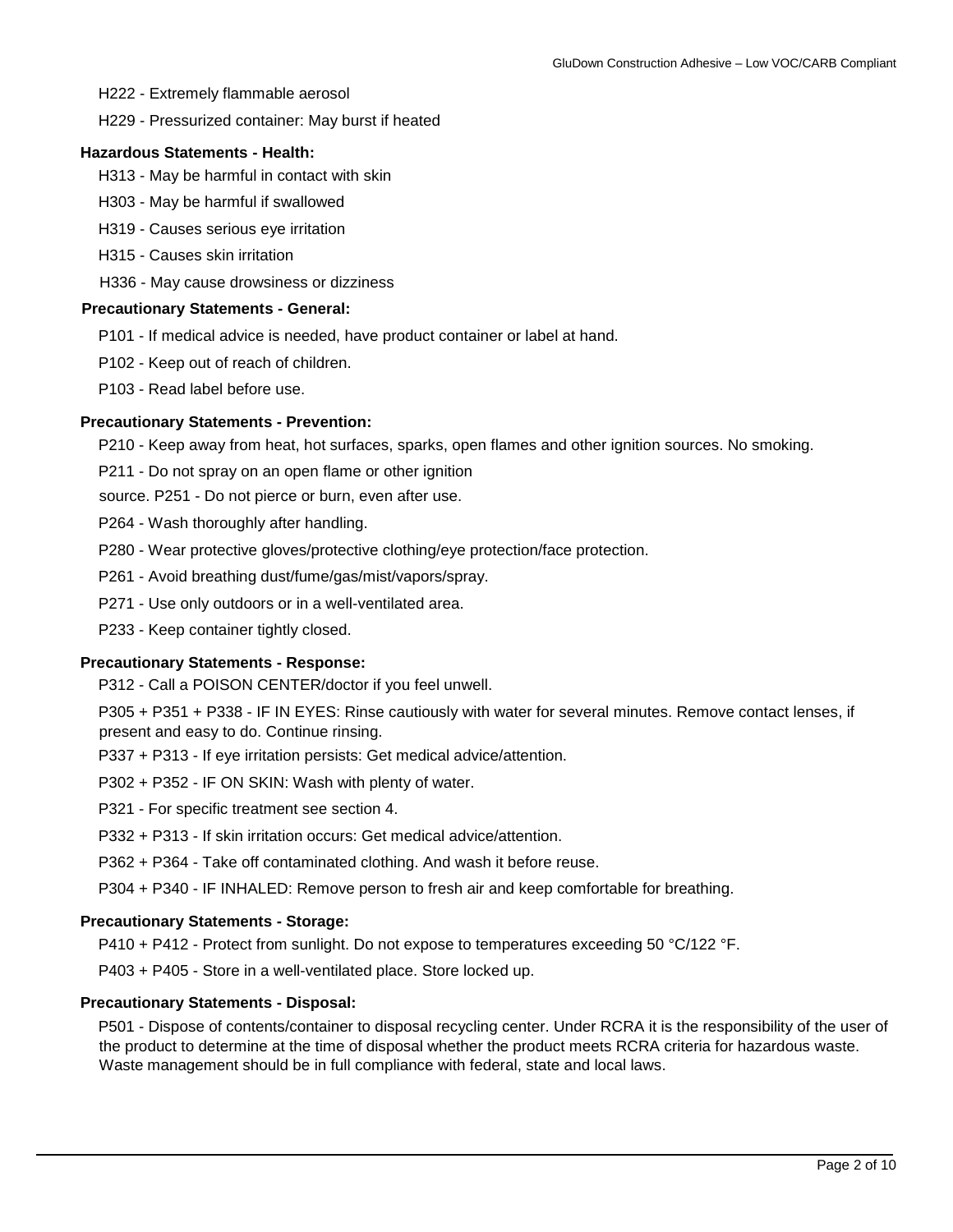H222 - Extremely flammable aerosol

H229 - Pressurized container: May burst if heated

**Hazardous Statements - Health:**

H313 - May be harmful in contact with skin

H303 - May be harmful if swallowed

H319 - Causes serious eye irritation

H315 - Causes skin irritation

H336 - May cause drowsiness or dizziness

**Precautionary Statements - General:**

P101 - If medical advice is needed, have product container or label at hand.

P102 - Keep out of reach of children.

P103 - Read label before use.

**Precautionary Statements - Prevention:**

P210 - Keep away from heat, hot surfaces, sparks, open flames and other ignition sources. No smoking.

P211 - Do not spray on an open flame or other ignition source. P251 - Do not pierce or burn, even after use.

P264 - Wash thoroughly after handling.

P280 - Wear protective gloves/protective clothing/eye protection/face protection.

P261 - Avoid breathing dust/fume/gas/mist/vapors/spray.

P271 - Use only outdoors or in a well-ventilated area.

P233 - Keep container tightly closed.

**Precautionary Statements - Response:**

P312 - Call a POISON CENTER/doctor if you feel unwell.

P305 + P351 + P338 - IF IN EYES: Rinse cautiously with water for several minutes. Remove contact lenses, if present and easy to do. Continue rinsing.

P337 + P313 - If eye irritation persists: Get medical advice/attention.

P302 + P352 - IF ON SKIN: Wash with plenty of water.

P321 - For specific treatment see section 4.

P332 + P313 - If skin irritation occurs: Get medical advice/attention.

P362 + P364 - Take off contaminated clothing. And wash it before reuse.

P304 + P340 - IF INHALED: Remove person to fresh air and keep comfortable for breathing.

**Precautionary Statements - Storage:**

P410 + P412 - Protect from sunlight. Do not expose to temperatures exceeding 50 °C/122 °F.

P403 + P405 - Store in a well-ventilated place. Store locked up.

**Precautionary Statements - Disposal:**

P501 - Dispose of contents/container to disposal recycling center. Under RCRA it is the responsibility of the user of the product to determine at the time of disposal whether the product meets RCRA criteria for hazardous waste. Waste management should be in full compliance with federal, state and local laws.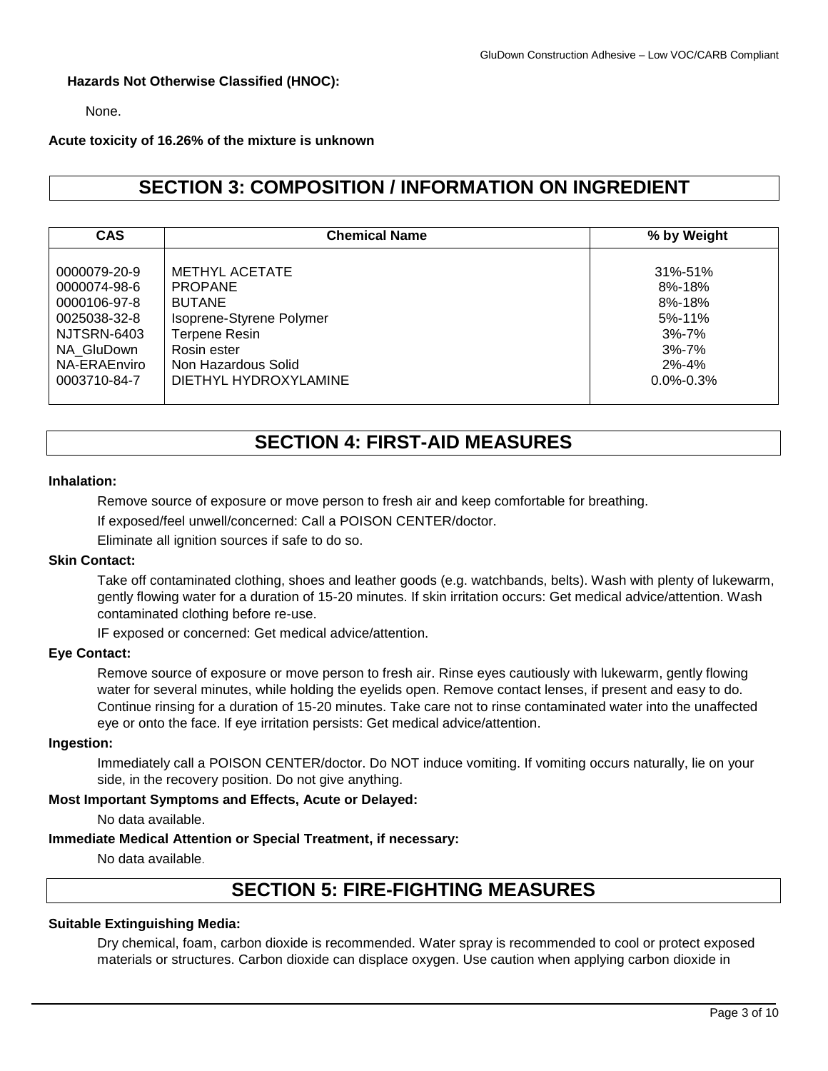**Hazards Not Otherwise Classified (HNOC):**

None.

**Acute toxicity of 16.26% of the mixture is unknown**

## SECTION 3: COMPOSITION / INFORMATION ON INGREDIENT

| CAS | Chemical Name | % by Weight |
|---|---|---|
| 0000079-20-9 | METHYL ACETATE | 31%-51% |
| 0000074-98-6 | PROPANE | 8%-18% |
| 0000106-97-8 | BUTANE | 8%-18% |
| 0025038-32-8 | Isoprene-Styrene Polymer | 5%-11% |
| NJTSRN-6403 | Terpene Resin | 3%-7% |
| NA_GluDown | Rosin ester | 3%-7% |
| NA-ERAEnviro | Non Hazardous Solid | 2%-4% |
| 0003710-84-7 | DIETHYL HYDROXYLAMINE | 0.0%-0.3% |

## SECTION 4: FIRST-AID MEASURES

**Inhalation:**

Remove source of exposure or move person to fresh air and keep comfortable for breathing.

If exposed/feel unwell/concerned: Call a POISON CENTER/doctor.

Eliminate all ignition sources if safe to do so.

**Skin Contact:**

Take off contaminated clothing, shoes and leather goods (e.g. watchbands, belts). Wash with plenty of lukewarm, gently flowing water for a duration of 15-20 minutes. If skin irritation occurs: Get medical advice/attention. Wash contaminated clothing before re-use.

IF exposed or concerned: Get medical advice/attention.

**Eye Contact:**

Remove source of exposure or move person to fresh air. Rinse eyes cautiously with lukewarm, gently flowing water for several minutes, while holding the eyelids open. Remove contact lenses, if present and easy to do. Continue rinsing for a duration of 15-20 minutes. Take care not to rinse contaminated water into the unaffected eye or onto the face. If eye irritation persists: Get medical advice/attention.

**Ingestion:**

Immediately call a POISON CENTER/doctor. Do NOT induce vomiting. If vomiting occurs naturally, lie on your side, in the recovery position. Do not give anything.

**Most Important Symptoms and Effects, Acute or Delayed:**

No data available.

**Immediate Medical Attention or Special Treatment, if necessary:**

No data available.

## SECTION 5: FIRE-FIGHTING MEASURES

**Suitable Extinguishing Media:**

Dry chemical, foam, carbon dioxide is recommended. Water spray is recommended to cool or protect exposed materials or structures. Carbon dioxide can displace oxygen. Use caution when applying carbon dioxide in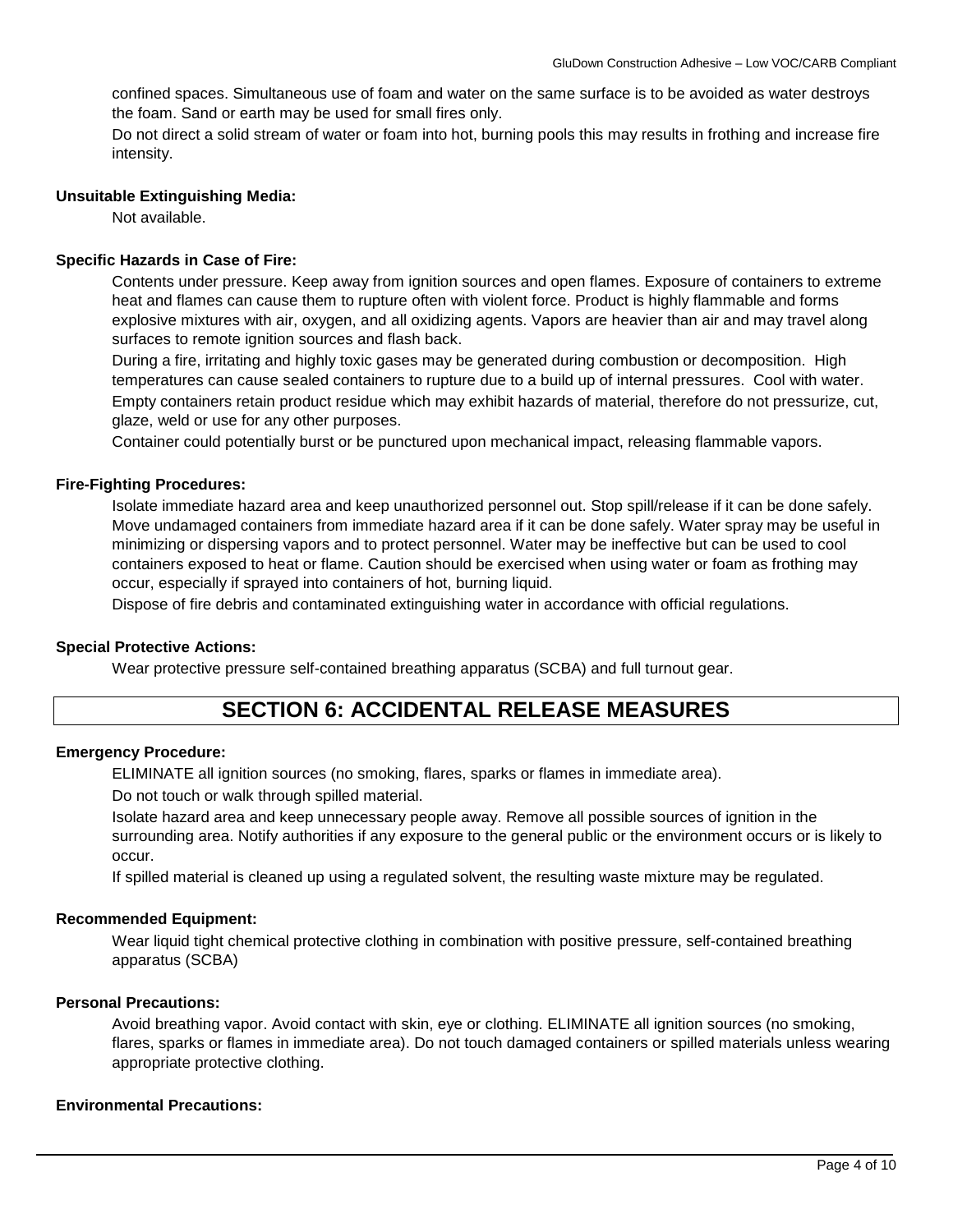confined spaces. Simultaneous use of foam and water on the same surface is to be avoided as water destroys the foam. Sand or earth may be used for small fires only.

Do not direct a solid stream of water or foam into hot, burning pools this may results in frothing and increase fire intensity.

**Unsuitable Extinguishing Media:**

Not available.

**Specific Hazards in Case of Fire:**

Contents under pressure. Keep away from ignition sources and open flames. Exposure of containers to extreme heat and flames can cause them to rupture often with violent force. Product is highly flammable and forms explosive mixtures with air, oxygen, and all oxidizing agents. Vapors are heavier than air and may travel along surfaces to remote ignition sources and flash back.

During a fire, irritating and highly toxic gases may be generated during combustion or decomposition. High temperatures can cause sealed containers to rupture due to a build up of internal pressures. Cool with water.

Empty containers retain product residue which may exhibit hazards of material, therefore do not pressurize, cut, glaze, weld or use for any other purposes.

Container could potentially burst or be punctured upon mechanical impact, releasing flammable vapors.

**Fire-Fighting Procedures:**

Isolate immediate hazard area and keep unauthorized personnel out. Stop spill/release if it can be done safely. Move undamaged containers from immediate hazard area if it can be done safely. Water spray may be useful in minimizing or dispersing vapors and to protect personnel. Water may be ineffective but can be used to cool containers exposed to heat or flame. Caution should be exercised when using water or foam as frothing may occur, especially if sprayed into containers of hot, burning liquid.

Dispose of fire debris and contaminated extinguishing water in accordance with official regulations.

**Special Protective Actions:**

Wear protective pressure self-contained breathing apparatus (SCBA) and full turnout gear.

# SECTION 6: ACCIDENTAL RELEASE MEASURES

**Emergency Procedure:**

ELIMINATE all ignition sources (no smoking, flares, sparks or flames in immediate area).

Do not touch or walk through spilled material.

Isolate hazard area and keep unnecessary people away. Remove all possible sources of ignition in the surrounding area. Notify authorities if any exposure to the general public or the environment occurs or is likely to occur.

If spilled material is cleaned up using a regulated solvent, the resulting waste mixture may be regulated.

**Recommended Equipment:**

Wear liquid tight chemical protective clothing in combination with positive pressure, self-contained breathing apparatus (SCBA)

**Personal Precautions:**

Avoid breathing vapor. Avoid contact with skin, eye or clothing. ELIMINATE all ignition sources (no smoking, flares, sparks or flames in immediate area). Do not touch damaged containers or spilled materials unless wearing appropriate protective clothing.

**Environmental Precautions:**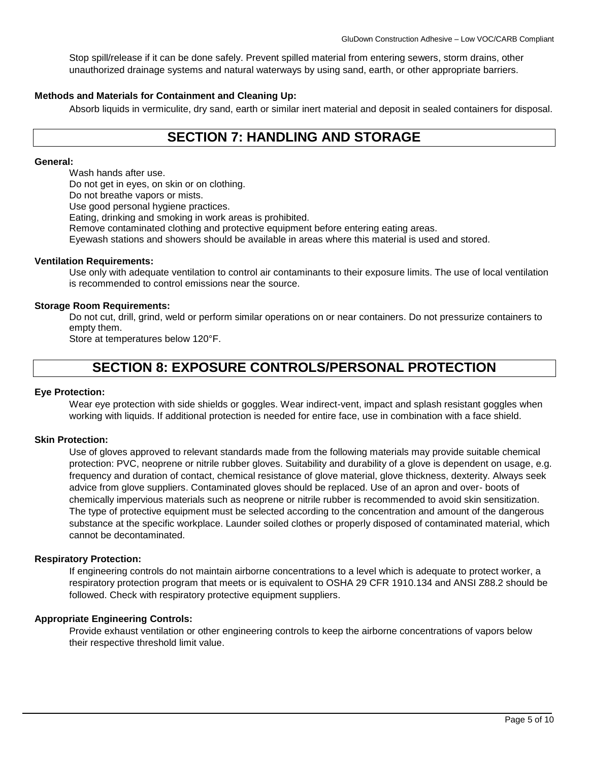Stop spill/release if it can be done safely. Prevent spilled material from entering sewers, storm drains, other unauthorized drainage systems and natural waterways by using sand, earth, or other appropriate barriers.

**Methods and Materials for Containment and Cleaning Up:**

Absorb liquids in vermiculite, dry sand, earth or similar inert material and deposit in sealed containers for disposal.

## SECTION 7: HANDLING AND STORAGE

**General:**

Wash hands after use.
Do not get in eyes, on skin or on clothing.
Do not breathe vapors or mists.
Use good personal hygiene practices.
Eating, drinking and smoking in work areas is prohibited.
Remove contaminated clothing and protective equipment before entering eating areas.
Eyewash stations and showers should be available in areas where this material is used and stored.

**Ventilation Requirements:**

Use only with adequate ventilation to control air contaminants to their exposure limits. The use of local ventilation is recommended to control emissions near the source.

**Storage Room Requirements:**

Do not cut, drill, grind, weld or perform similar operations on or near containers. Do not pressurize containers to empty them.
Store at temperatures below 120°F.

## SECTION 8: EXPOSURE CONTROLS/PERSONAL PROTECTION

**Eye Protection:**

Wear eye protection with side shields or goggles. Wear indirect-vent, impact and splash resistant goggles when working with liquids. If additional protection is needed for entire face, use in combination with a face shield.

**Skin Protection:**

Use of gloves approved to relevant standards made from the following materials may provide suitable chemical protection: PVC, neoprene or nitrile rubber gloves. Suitability and durability of a glove is dependent on usage, e.g. frequency and duration of contact, chemical resistance of glove material, glove thickness, dexterity. Always seek advice from glove suppliers. Contaminated gloves should be replaced. Use of an apron and over- boots of chemically impervious materials such as neoprene or nitrile rubber is recommended to avoid skin sensitization. The type of protective equipment must be selected according to the concentration and amount of the dangerous substance at the specific workplace. Launder soiled clothes or properly disposed of contaminated material, which cannot be decontaminated.

**Respiratory Protection:**

If engineering controls do not maintain airborne concentrations to a level which is adequate to protect worker, a respiratory protection program that meets or is equivalent to OSHA 29 CFR 1910.134 and ANSI Z88.2 should be followed. Check with respiratory protective equipment suppliers.

**Appropriate Engineering Controls:**

Provide exhaust ventilation or other engineering controls to keep the airborne concentrations of vapors below their respective threshold limit value.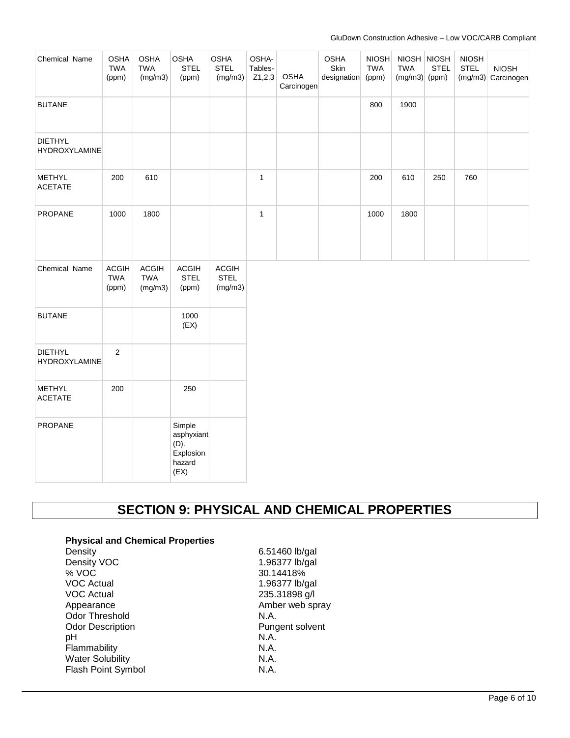| Chemical Name | OSHA TWA (ppm) | OSHA TWA (mg/m3) | OSHA STEL (ppm) | OSHA STEL (mg/m3) | OSHA-Tables-Z1,2,3 | OSHA Carcinogen | OSHA Skin designation | NIOSH TWA (ppm) | NIOSH TWA (mg/m3) | NIOSH STEL (ppm) | NIOSH STEL (mg/m3) | NIOSH Carcinogen |
|---|---|---|---|---|---|---|---|---|---|---|---|---|
| BUTANE | | | | | | | | 800 | 1900 | | | |
| DIETHYL HYDROXYLAMINE | | | | | | | | | | | | |
| METHYL ACETATE | 200 | 610 | | | 1 | | | 200 | 610 | 250 | 760 | |
| PROPANE | 1000 | 1800 | | | 1 | | | 1000 | 1800 | | | |

| Chemical Name | ACGIH TWA (ppm) | ACGIH TWA (mg/m3) | ACGIH STEL (ppm) | ACGIH STEL (mg/m3) |
|---|---|---|---|---|
| BUTANE | | | 1000 (EX) | |
| DIETHYL HYDROXYLAMINE | 2 | | | |
| METHYL ACETATE | 200 | | 250 | |
| PROPANE | | | Simple asphyxiant (D). Explosion hazard (EX) | |

# SECTION 9: PHYSICAL AND CHEMICAL PROPERTIES

**Physical and Chemical Properties**

| | |
|---|---|
| Density | 6.51460 lb/gal |
| Density VOC | 1.96377 lb/gal |
| % VOC | 30.14418% |
| VOC Actual | 1.96377 lb/gal |
| VOC Actual | 235.31898 g/l |
| Appearance | Amber web spray |
| Odor Threshold | N.A. |
| Odor Description | Pungent solvent |
| pH | N.A. |
| Flammability | N.A. |
| Water Solubility | N.A. |
| Flash Point Symbol | N.A. |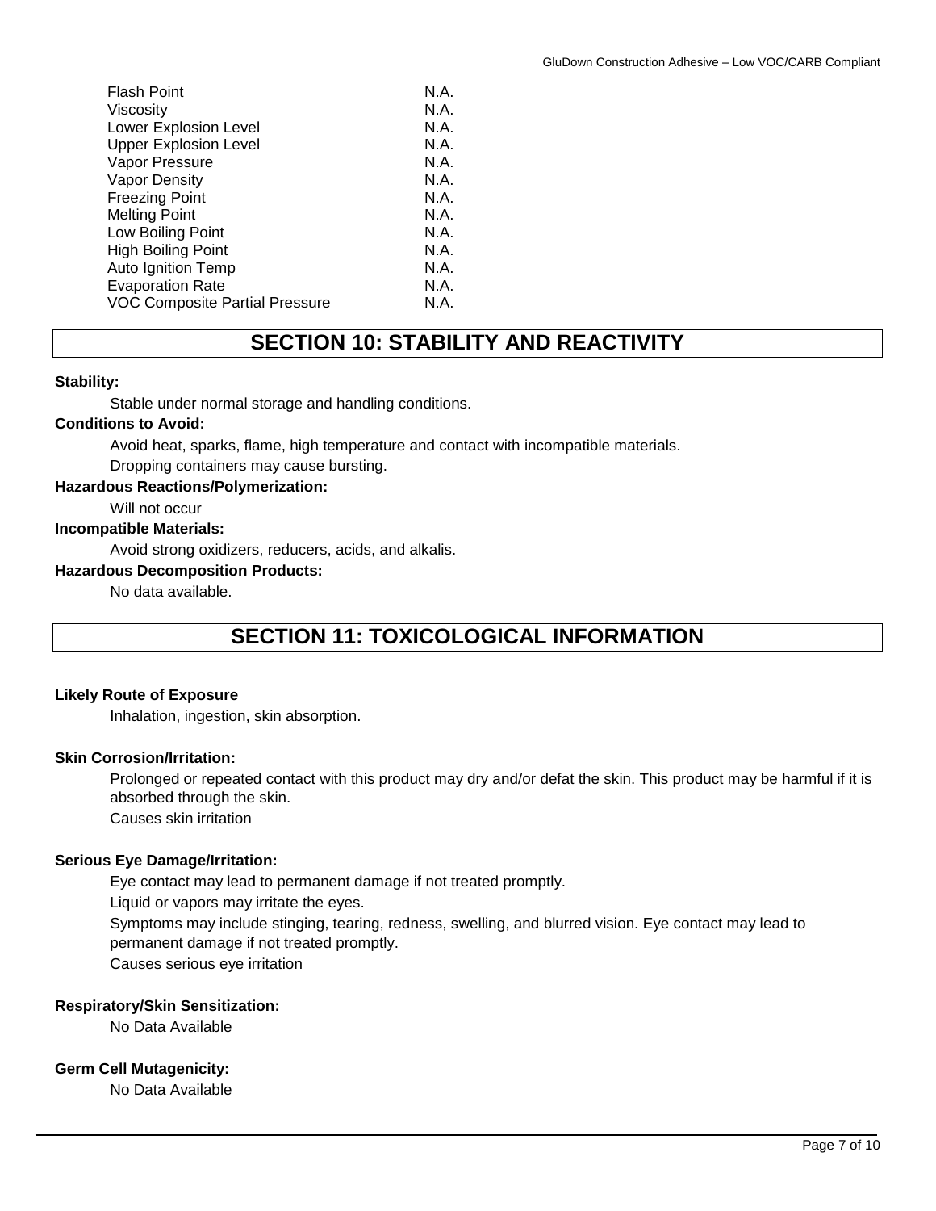| | |
|---|---|
| Flash Point | N.A. |
| Viscosity | N.A. |
| Lower Explosion Level | N.A. |
| Upper Explosion Level | N.A. |
| Vapor Pressure | N.A. |
| Vapor Density | N.A. |
| Freezing Point | N.A. |
| Melting Point | N.A. |
| Low Boiling Point | N.A. |
| High Boiling Point | N.A. |
| Auto Ignition Temp | N.A. |
| Evaporation Rate | N.A. |
| VOC Composite Partial Pressure | N.A. |

# SECTION 10: STABILITY AND REACTIVITY

**Stability:**

Stable under normal storage and handling conditions.

**Conditions to Avoid:**

Avoid heat, sparks, flame, high temperature and contact with incompatible materials.

Dropping containers may cause bursting.

**Hazardous Reactions/Polymerization:**

Will not occur

**Incompatible Materials:**

Avoid strong oxidizers, reducers, acids, and alkalis.

**Hazardous Decomposition Products:**

No data available.

# SECTION 11: TOXICOLOGICAL INFORMATION

**Likely Route of Exposure**

Inhalation, ingestion, skin absorption.

**Skin Corrosion/Irritation:**

Prolonged or repeated contact with this product may dry and/or defat the skin. This product may be harmful if it is absorbed through the skin.

Causes skin irritation

**Serious Eye Damage/Irritation:**

Eye contact may lead to permanent damage if not treated promptly.

Liquid or vapors may irritate the eyes.

Symptoms may include stinging, tearing, redness, swelling, and blurred vision. Eye contact may lead to permanent damage if not treated promptly.

Causes serious eye irritation

**Respiratory/Skin Sensitization:**

No Data Available

**Germ Cell Mutagenicity:**

No Data Available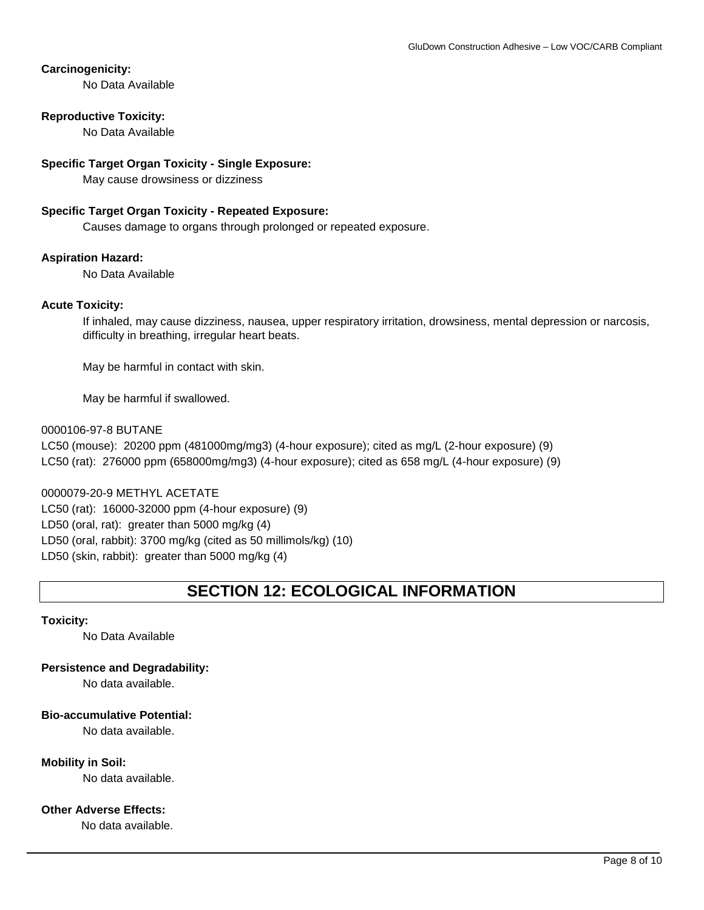**Carcinogenicity:**

No Data Available

**Reproductive Toxicity:**

No Data Available

**Specific Target Organ Toxicity - Single Exposure:**

May cause drowsiness or dizziness

**Specific Target Organ Toxicity - Repeated Exposure:**

Causes damage to organs through prolonged or repeated exposure.

**Aspiration Hazard:**

No Data Available

**Acute Toxicity:**

If inhaled, may cause dizziness, nausea, upper respiratory irritation, drowsiness, mental depression or narcosis, difficulty in breathing, irregular heart beats.

May be harmful in contact with skin.

May be harmful if swallowed.

0000106-97-8 BUTANE

LC50 (mouse): 20200 ppm (481000mg/mg3) (4-hour exposure); cited as mg/L (2-hour exposure) (9)

LC50 (rat): 276000 ppm (658000mg/mg3) (4-hour exposure); cited as 658 mg/L (4-hour exposure) (9)

0000079-20-9 METHYL ACETATE

LC50 (rat): 16000-32000 ppm (4-hour exposure) (9)

LD50 (oral, rat): greater than 5000 mg/kg (4)

LD50 (oral, rabbit): 3700 mg/kg (cited as 50 millimols/kg) (10)

LD50 (skin, rabbit): greater than 5000 mg/kg (4)

## SECTION 12: ECOLOGICAL INFORMATION

**Toxicity:**

No Data Available

**Persistence and Degradability:**

No data available.

**Bio-accumulative Potential:**

No data available.

**Mobility in Soil:**

No data available.

**Other Adverse Effects:**

No data available.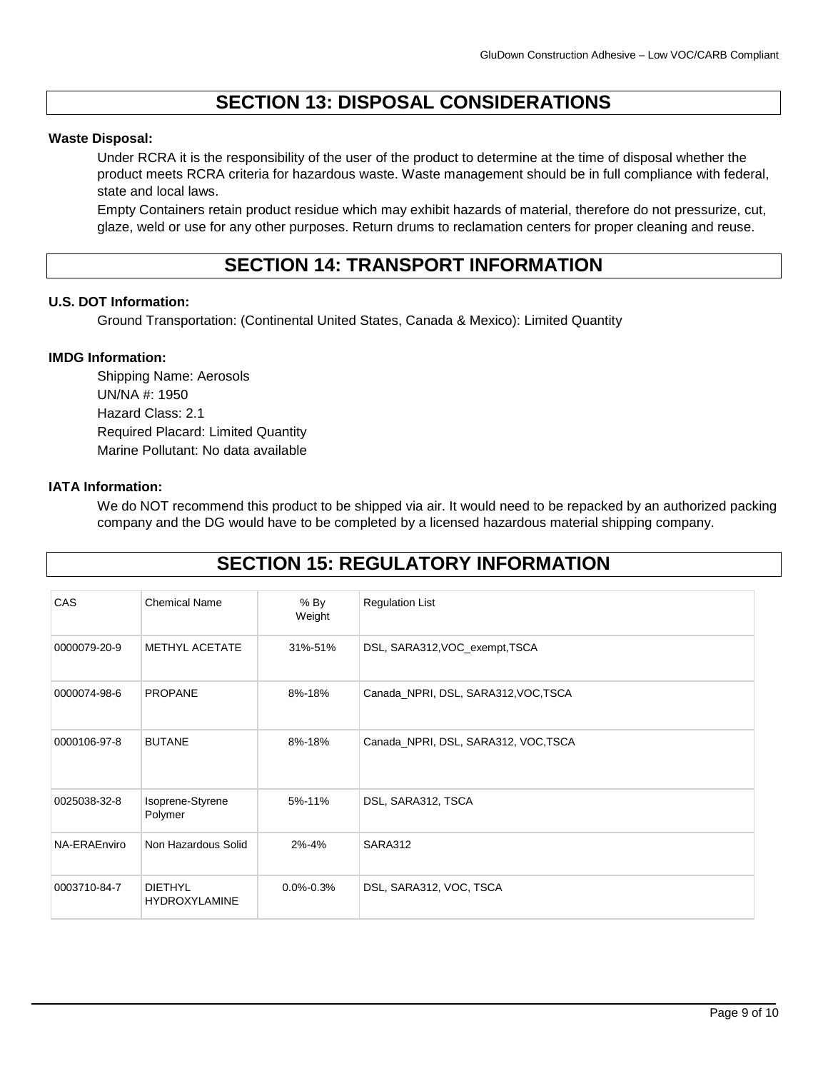## SECTION 13: DISPOSAL CONSIDERATIONS

**Waste Disposal:**

Under RCRA it is the responsibility of the user of the product to determine at the time of disposal whether the product meets RCRA criteria for hazardous waste. Waste management should be in full compliance with federal, state and local laws.

Empty Containers retain product residue which may exhibit hazards of material, therefore do not pressurize, cut, glaze, weld or use for any other purposes. Return drums to reclamation centers for proper cleaning and reuse.

## SECTION 14: TRANSPORT INFORMATION

**U.S. DOT Information:**

Ground Transportation: (Continental United States, Canada & Mexico): Limited Quantity

**IMDG Information:**

Shipping Name: Aerosols
UN/NA #: 1950
Hazard Class: 2.1
Required Placard: Limited Quantity
Marine Pollutant: No data available

**IATA Information:**

We do NOT recommend this product to be shipped via air. It would need to be repacked by an authorized packing company and the DG would have to be completed by a licensed hazardous material shipping company.

## SECTION 15: REGULATORY INFORMATION

| CAS | Chemical Name | % By Weight | Regulation List |
|---|---|---|---|
| 0000079-20-9 | METHYL ACETATE | 31%-51% | DSL, SARA312,VOC_exempt,TSCA |
| 0000074-98-6 | PROPANE | 8%-18% | Canada_NPRI, DSL, SARA312,VOC,TSCA |
| 0000106-97-8 | BUTANE | 8%-18% | Canada_NPRI, DSL, SARA312, VOC,TSCA |
| 0025038-32-8 | Isoprene-Styrene Polymer | 5%-11% | DSL, SARA312, TSCA |
| NA-ERAEnviro | Non Hazardous Solid | 2%-4% | SARA312 |
| 0003710-84-7 | DIETHYL HYDROXYLAMINE | 0.0%-0.3% | DSL, SARA312, VOC, TSCA |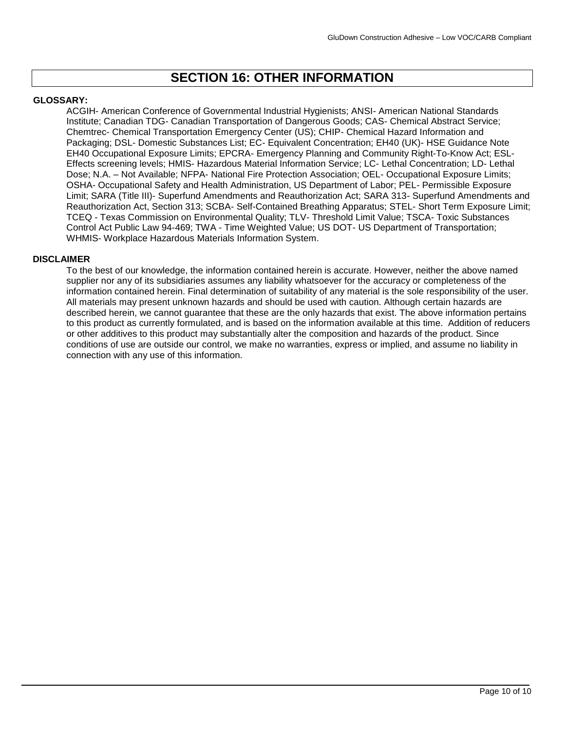# SECTION 16: OTHER INFORMATION

**GLOSSARY:**

ACGIH- American Conference of Governmental Industrial Hygienists; ANSI- American National Standards Institute; Canadian TDG- Canadian Transportation of Dangerous Goods; CAS- Chemical Abstract Service; Chemtrec- Chemical Transportation Emergency Center (US); CHIP- Chemical Hazard Information and Packaging; DSL- Domestic Substances List; EC- Equivalent Concentration; EH40 (UK)- HSE Guidance Note EH40 Occupational Exposure Limits; EPCRA- Emergency Planning and Community Right-To-Know Act; ESL- Effects screening levels; HMIS- Hazardous Material Information Service; LC- Lethal Concentration; LD- Lethal Dose; N.A. – Not Available; NFPA- National Fire Protection Association; OEL- Occupational Exposure Limits; OSHA- Occupational Safety and Health Administration, US Department of Labor; PEL- Permissible Exposure Limit; SARA (Title III)- Superfund Amendments and Reauthorization Act; SARA 313- Superfund Amendments and Reauthorization Act, Section 313; SCBA- Self-Contained Breathing Apparatus; STEL- Short Term Exposure Limit; TCEQ - Texas Commission on Environmental Quality; TLV- Threshold Limit Value; TSCA- Toxic Substances Control Act Public Law 94-469; TWA - Time Weighted Value; US DOT- US Department of Transportation; WHMIS- Workplace Hazardous Materials Information System.

**DISCLAIMER**

To the best of our knowledge, the information contained herein is accurate. However, neither the above named supplier nor any of its subsidiaries assumes any liability whatsoever for the accuracy or completeness of the information contained herein. Final determination of suitability of any material is the sole responsibility of the user. All materials may present unknown hazards and should be used with caution. Although certain hazards are described herein, we cannot guarantee that these are the only hazards that exist. The above information pertains to this product as currently formulated, and is based on the information available at this time. Addition of reducers or other additives to this product may substantially alter the composition and hazards of the product. Since conditions of use are outside our control, we make no warranties, express or implied, and assume no liability in connection with any use of this information.